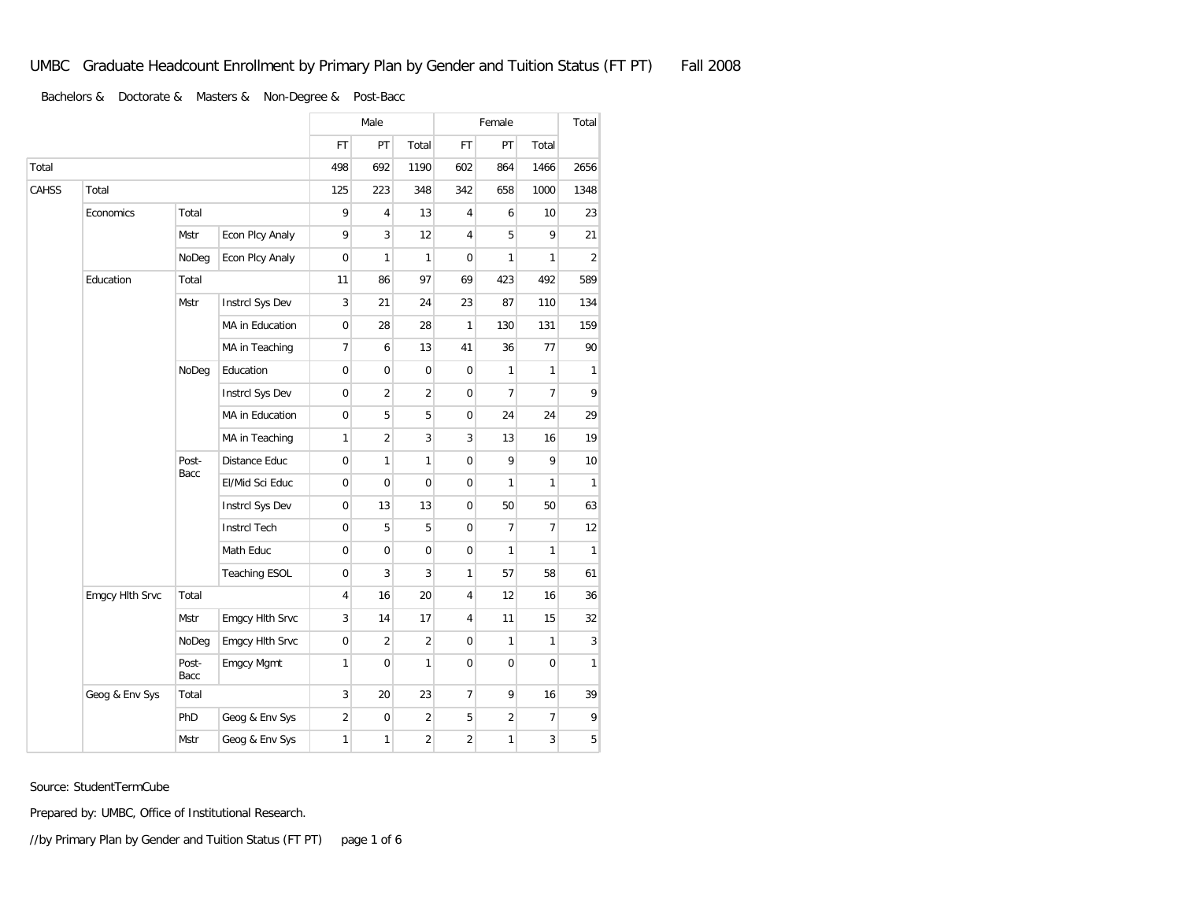# UMBC Graduate Headcount Enrollment by Primary Plan by Gender and Tuition Status (FT PT) Fall 2008

Bachelors & Doctorate & Masters & Non-Degree & Post-Bacc

| | | | | Male | | | Female | | | Total |
|---|---|---|---|---|---|---|---|---|---|---|
| | | | | FT | PT | Total | FT | PT | Total | |
| Total | | | | 498 | 692 | 1190 | 602 | 864 | 1466 | 2656 |
| CAHSS | Total | | | 125 | 223 | 348 | 342 | 658 | 1000 | 1348 |
| | Economics | Total | | 9 | 4 | 13 | 4 | 6 | 10 | 23 |
| | | Mstr | Econ Plcy Analy | 9 | 3 | 12 | 4 | 5 | 9 | 21 |
| | | NoDeg | Econ Plcy Analy | 0 | 1 | 1 | 0 | 1 | 1 | 2 |
| | Education | Total | | 11 | 86 | 97 | 69 | 423 | 492 | 589 |
| | | Mstr | Instrcl Sys Dev | 3 | 21 | 24 | 23 | 87 | 110 | 134 |
| | | | MA in Education | 0 | 28 | 28 | 1 | 130 | 131 | 159 |
| | | | MA in Teaching | 7 | 6 | 13 | 41 | 36 | 77 | 90 |
| | | NoDeg | Education | 0 | 0 | 0 | 0 | 1 | 1 | 1 |
| | | | Instrcl Sys Dev | 0 | 2 | 2 | 0 | 7 | 7 | 9 |
| | | | MA in Education | 0 | 5 | 5 | 0 | 24 | 24 | 29 |
| | | | MA in Teaching | 1 | 2 | 3 | 3 | 13 | 16 | 19 |
| | | Post-Bacc | Distance Educ | 0 | 1 | 1 | 0 | 9 | 9 | 10 |
| | | | El/Mid Sci Educ | 0 | 0 | 0 | 0 | 1 | 1 | 1 |
| | | | Instrcl Sys Dev | 0 | 13 | 13 | 0 | 50 | 50 | 63 |
| | | | Instrcl Tech | 0 | 5 | 5 | 0 | 7 | 7 | 12 |
| | | | Math Educ | 0 | 0 | 0 | 0 | 1 | 1 | 1 |
| | | | Teaching ESOL | 0 | 3 | 3 | 1 | 57 | 58 | 61 |
| | Emgcy Hlth Srvc | Total | | 4 | 16 | 20 | 4 | 12 | 16 | 36 |
| | | Mstr | Emgcy Hlth Srvc | 3 | 14 | 17 | 4 | 11 | 15 | 32 |
| | | NoDeg | Emgcy Hlth Srvc | 0 | 2 | 2 | 0 | 1 | 1 | 3 |
| | | Post-Bacc | Emgcy Mgmt | 1 | 0 | 1 | 0 | 0 | 0 | 1 |
| | Geog & Env Sys | Total | | 3 | 20 | 23 | 7 | 9 | 16 | 39 |
| | | PhD | Geog & Env Sys | 2 | 0 | 2 | 5 | 2 | 7 | 9 |
| | | Mstr | Geog & Env Sys | 1 | 1 | 2 | 2 | 1 | 3 | 5 |

Source: StudentTermCube

Prepared by: UMBC, Office of Institutional Research.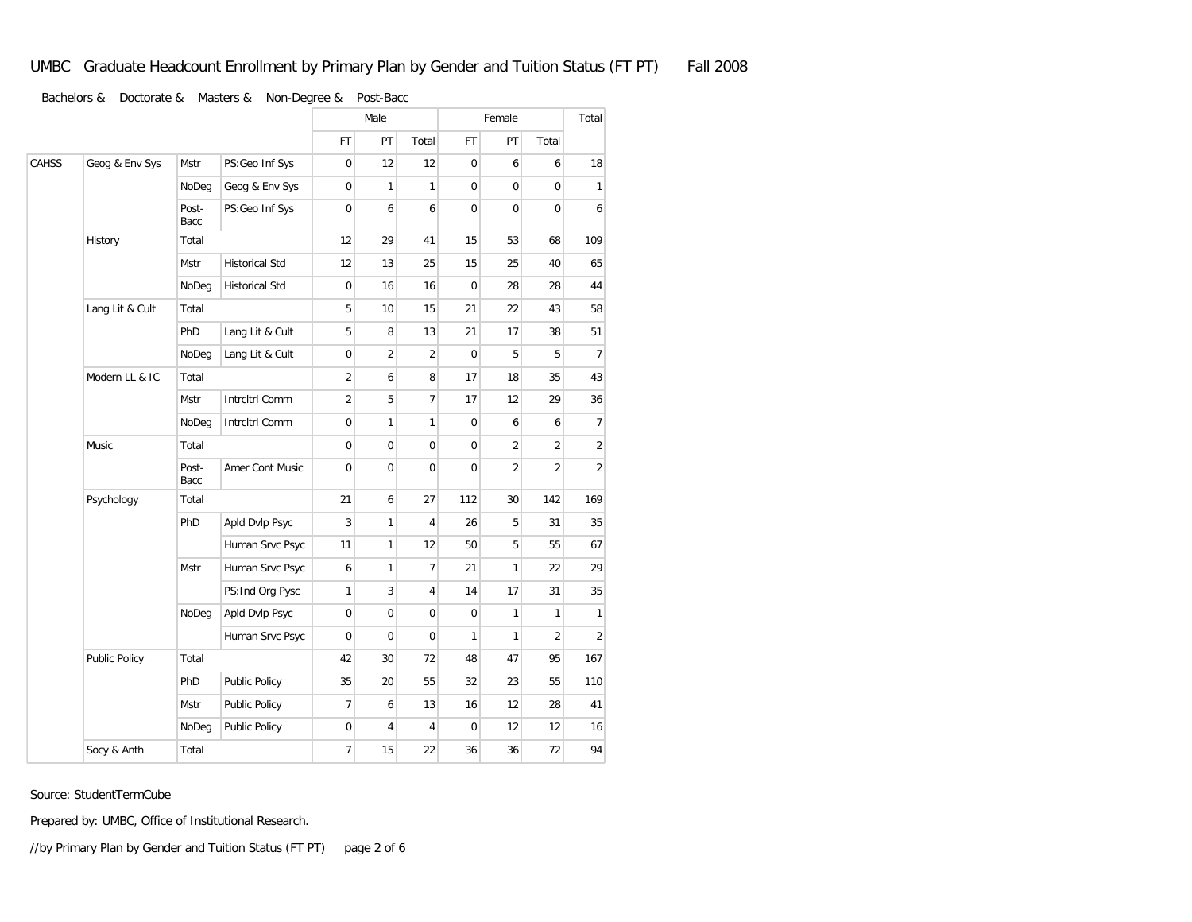# UMBC Graduate Headcount Enrollment by Primary Plan by Gender and Tuition Status (FT PT) Fall 2008

Bachelors & Doctorate & Masters & Non-Degree & Post-Bacc

| | | | | Male | | | Female | | | Total |
|---|---|---|---|---|---|---|---|---|---|---|
| | | | | FT | PT | Total | FT | PT | Total | |
| CAHSS | Geog & Env Sys | Mstr | PS:Geo Inf Sys | 0 | 12 | 12 | 0 | 6 | 6 | 18 |
| | | NoDeg | Geog & Env Sys | 0 | 1 | 1 | 0 | 0 | 0 | 1 |
| | | Post-Bacc | PS:Geo Inf Sys | 0 | 6 | 6 | 0 | 0 | 0 | 6 |
| | History | Total | | 12 | 29 | 41 | 15 | 53 | 68 | 109 |
| | | Mstr | Historical Std | 12 | 13 | 25 | 15 | 25 | 40 | 65 |
| | | NoDeg | Historical Std | 0 | 16 | 16 | 0 | 28 | 28 | 44 |
| | Lang Lit & Cult | Total | | 5 | 10 | 15 | 21 | 22 | 43 | 58 |
| | | PhD | Lang Lit & Cult | 5 | 8 | 13 | 21 | 17 | 38 | 51 |
| | | NoDeg | Lang Lit & Cult | 0 | 2 | 2 | 0 | 5 | 5 | 7 |
| | Modern LL & IC | Total | | 2 | 6 | 8 | 17 | 18 | 35 | 43 |
| | | Mstr | Intrcltrl Comm | 2 | 5 | 7 | 17 | 12 | 29 | 36 |
| | | NoDeg | Intrcltrl Comm | 0 | 1 | 1 | 0 | 6 | 6 | 7 |
| | Music | Total | | 0 | 0 | 0 | 0 | 2 | 2 | 2 |
| | | Post-Bacc | Amer Cont Music | 0 | 0 | 0 | 0 | 2 | 2 | 2 |
| | Psychology | Total | | 21 | 6 | 27 | 112 | 30 | 142 | 169 |
| | | PhD | Apld Dvlp Psyc | 3 | 1 | 4 | 26 | 5 | 31 | 35 |
| | | | Human Srvc Psyc | 11 | 1 | 12 | 50 | 5 | 55 | 67 |
| | | Mstr | Human Srvc Psyc | 6 | 1 | 7 | 21 | 1 | 22 | 29 |
| | | | PS:Ind Org Pysc | 1 | 3 | 4 | 14 | 17 | 31 | 35 |
| | | NoDeg | Apld Dvlp Psyc | 0 | 0 | 0 | 0 | 1 | 1 | 1 |
| | | | Human Srvc Psyc | 0 | 0 | 0 | 1 | 1 | 2 | 2 |
| | Public Policy | Total | | 42 | 30 | 72 | 48 | 47 | 95 | 167 |
| | | PhD | Public Policy | 35 | 20 | 55 | 32 | 23 | 55 | 110 |
| | | Mstr | Public Policy | 7 | 6 | 13 | 16 | 12 | 28 | 41 |
| | | NoDeg | Public Policy | 0 | 4 | 4 | 0 | 12 | 12 | 16 |
| | Socy & Anth | Total | | 7 | 15 | 22 | 36 | 36 | 72 | 94 |

Source: StudentTermCube

Prepared by: UMBC, Office of Institutional Research.

//by Primary Plan by Gender and Tuition Status (FT PT)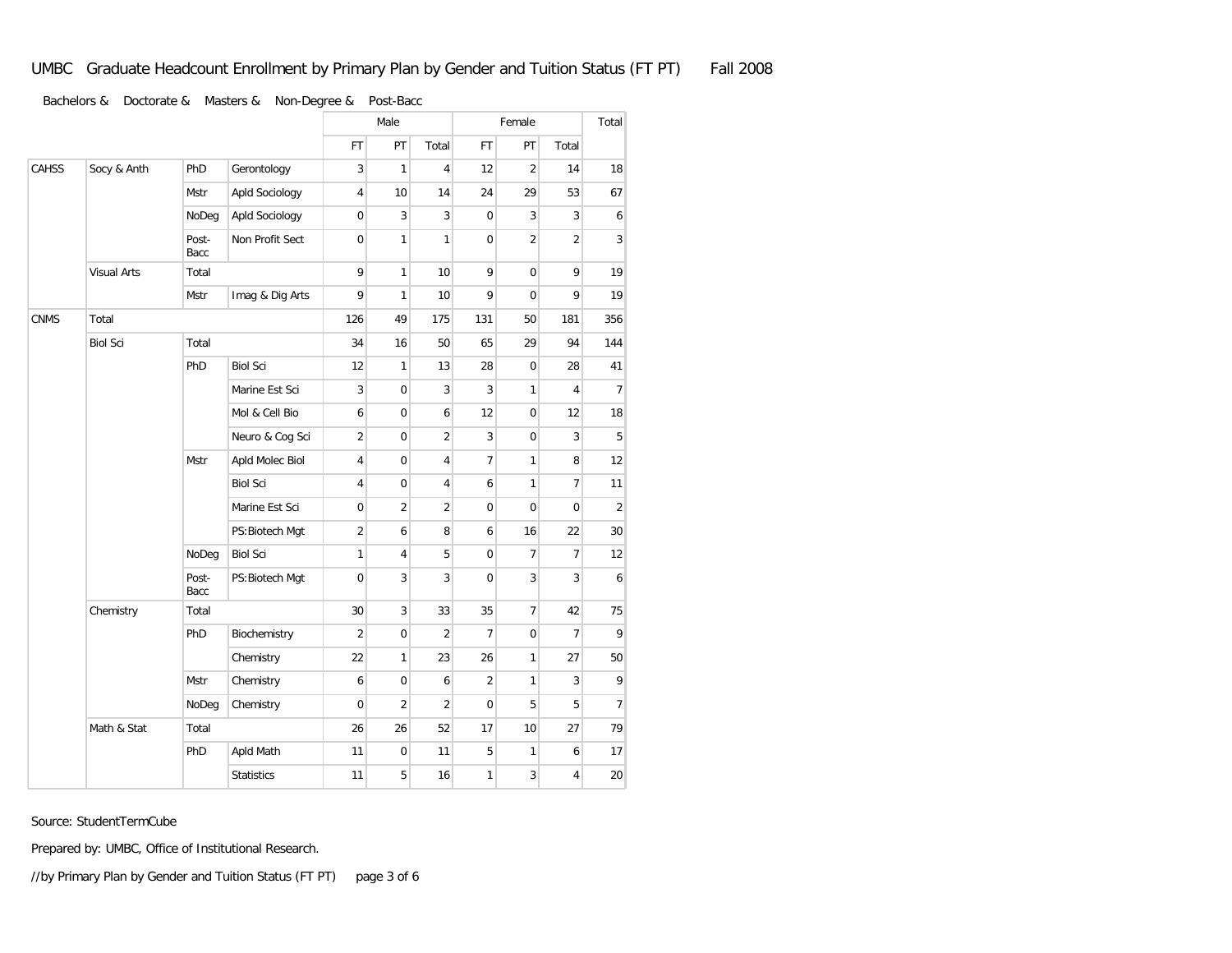# UMBC Graduate Headcount Enrollment by Primary Plan by Gender and Tuition Status (FT PT) Fall 2008

Bachelors & Doctorate & Masters & Non-Degree & Post-Bacc

| | | | | Male | | | Female | | | Total |
|---|---|---|---|---|---|---|---|---|---|---|
| | | | | FT | PT | Total | FT | PT | Total | |
| CAHSS | Socy & Anth | PhD | Gerontology | 3 | 1 | 4 | 12 | 2 | 14 | 18 |
| | | Mstr | Apld Sociology | 4 | 10 | 14 | 24 | 29 | 53 | 67 |
| | | NoDeg | Apld Sociology | 0 | 3 | 3 | 0 | 3 | 3 | 6 |
| | | Post-Bacc | Non Profit Sect | 0 | 1 | 1 | 0 | 2 | 2 | 3 |
| | Visual Arts | Total | | 9 | 1 | 10 | 9 | 0 | 9 | 19 |
| | | Mstr | Imag & Dig Arts | 9 | 1 | 10 | 9 | 0 | 9 | 19 |
| CNMS | Total | | | 126 | 49 | 175 | 131 | 50 | 181 | 356 |
| | Biol Sci | Total | | 34 | 16 | 50 | 65 | 29 | 94 | 144 |
| | | PhD | Biol Sci | 12 | 1 | 13 | 28 | 0 | 28 | 41 |
| | | | Marine Est Sci | 3 | 0 | 3 | 3 | 1 | 4 | 7 |
| | | | Mol & Cell Bio | 6 | 0 | 6 | 12 | 0 | 12 | 18 |
| | | | Neuro & Cog Sci | 2 | 0 | 2 | 3 | 0 | 3 | 5 |
| | | Mstr | Apld Molec Biol | 4 | 0 | 4 | 7 | 1 | 8 | 12 |
| | | | Biol Sci | 4 | 0 | 4 | 6 | 1 | 7 | 11 |
| | | | Marine Est Sci | 0 | 2 | 2 | 0 | 0 | 0 | 2 |
| | | | PS:Biotech Mgt | 2 | 6 | 8 | 6 | 16 | 22 | 30 |
| | | NoDeg | Biol Sci | 1 | 4 | 5 | 0 | 7 | 7 | 12 |
| | | Post-Bacc | PS:Biotech Mgt | 0 | 3 | 3 | 0 | 3 | 3 | 6 |
| | Chemistry | Total | | 30 | 3 | 33 | 35 | 7 | 42 | 75 |
| | | PhD | Biochemistry | 2 | 0 | 2 | 7 | 0 | 7 | 9 |
| | | | Chemistry | 22 | 1 | 23 | 26 | 1 | 27 | 50 |
| | | Mstr | Chemistry | 6 | 0 | 6 | 2 | 1 | 3 | 9 |
| | | NoDeg | Chemistry | 0 | 2 | 2 | 0 | 5 | 5 | 7 |
| | Math & Stat | Total | | 26 | 26 | 52 | 17 | 10 | 27 | 79 |
| | | PhD | Apld Math | 11 | 0 | 11 | 5 | 1 | 6 | 17 |
| | | | Statistics | 11 | 5 | 16 | 1 | 3 | 4 | 20 |

Source: StudentTermCube

Prepared by: UMBC, Office of Institutional Research.

//by Primary Plan by Gender and Tuition Status (FT PT)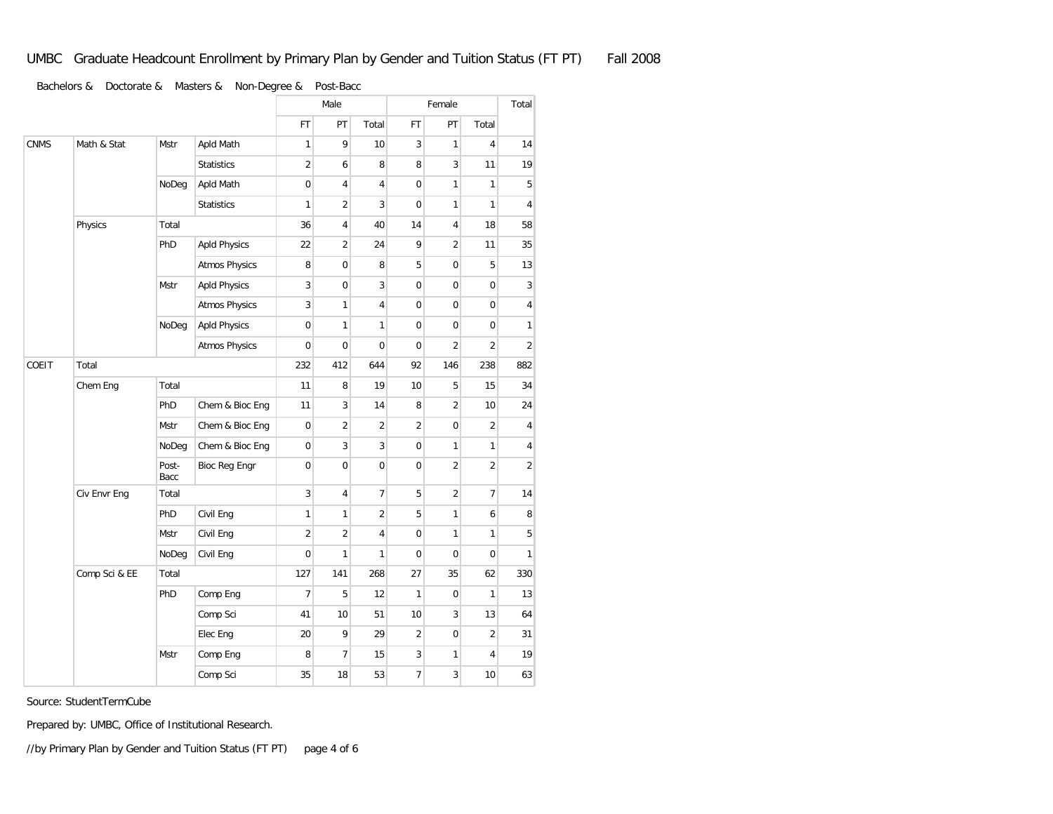# UMBC Graduate Headcount Enrollment by Primary Plan by Gender and Tuition Status (FT PT) Fall 2008

Bachelors & Doctorate & Masters & Non-Degree & Post-Bacc

| | | | | Male | | | Female | | | Total |
|---|---|---|---|---|---|---|---|---|---|---|
| | | | | FT | PT | Total | FT | PT | Total | |
| CNMS | Math & Stat | Mstr | Apld Math | 1 | 9 | 10 | 3 | 1 | 4 | 14 |
| | | | Statistics | 2 | 6 | 8 | 8 | 3 | 11 | 19 |
| | | NoDeg | Apld Math | 0 | 4 | 4 | 0 | 1 | 1 | 5 |
| | | | Statistics | 1 | 2 | 3 | 0 | 1 | 1 | 4 |
| | Physics | Total | | 36 | 4 | 40 | 14 | 4 | 18 | 58 |
| | | PhD | Apld Physics | 22 | 2 | 24 | 9 | 2 | 11 | 35 |
| | | | Atmos Physics | 8 | 0 | 8 | 5 | 0 | 5 | 13 |
| | | Mstr | Apld Physics | 3 | 0 | 3 | 0 | 0 | 0 | 3 |
| | | | Atmos Physics | 3 | 1 | 4 | 0 | 0 | 0 | 4 |
| | | NoDeg | Apld Physics | 0 | 1 | 1 | 0 | 0 | 0 | 1 |
| | | | Atmos Physics | 0 | 0 | 0 | 0 | 2 | 2 | 2 |
| COEIT | Total | | | 232 | 412 | 644 | 92 | 146 | 238 | 882 |
| | Chem Eng | Total | | 11 | 8 | 19 | 10 | 5 | 15 | 34 |
| | | PhD | Chem & Bioc Eng | 11 | 3 | 14 | 8 | 2 | 10 | 24 |
| | | Mstr | Chem & Bioc Eng | 0 | 2 | 2 | 2 | 0 | 2 | 4 |
| | | NoDeg | Chem & Bioc Eng | 0 | 3 | 3 | 0 | 1 | 1 | 4 |
| | | Post-Bacc | Bioc Reg Engr | 0 | 0 | 0 | 0 | 2 | 2 | 2 |
| | Civ Envr Eng | Total | | 3 | 4 | 7 | 5 | 2 | 7 | 14 |
| | | PhD | Civil Eng | 1 | 1 | 2 | 5 | 1 | 6 | 8 |
| | | Mstr | Civil Eng | 2 | 2 | 4 | 0 | 1 | 1 | 5 |
| | | NoDeg | Civil Eng | 0 | 1 | 1 | 0 | 0 | 0 | 1 |
| | Comp Sci & EE | Total | | 127 | 141 | 268 | 27 | 35 | 62 | 330 |
| | | PhD | Comp Eng | 7 | 5 | 12 | 1 | 0 | 1 | 13 |
| | | | Comp Sci | 41 | 10 | 51 | 10 | 3 | 13 | 64 |
| | | | Elec Eng | 20 | 9 | 29 | 2 | 0 | 2 | 31 |
| | | Mstr | Comp Eng | 8 | 7 | 15 | 3 | 1 | 4 | 19 |
| | | | Comp Sci | 35 | 18 | 53 | 7 | 3 | 10 | 63 |

Source: StudentTermCube

Prepared by: UMBC, Office of Institutional Research.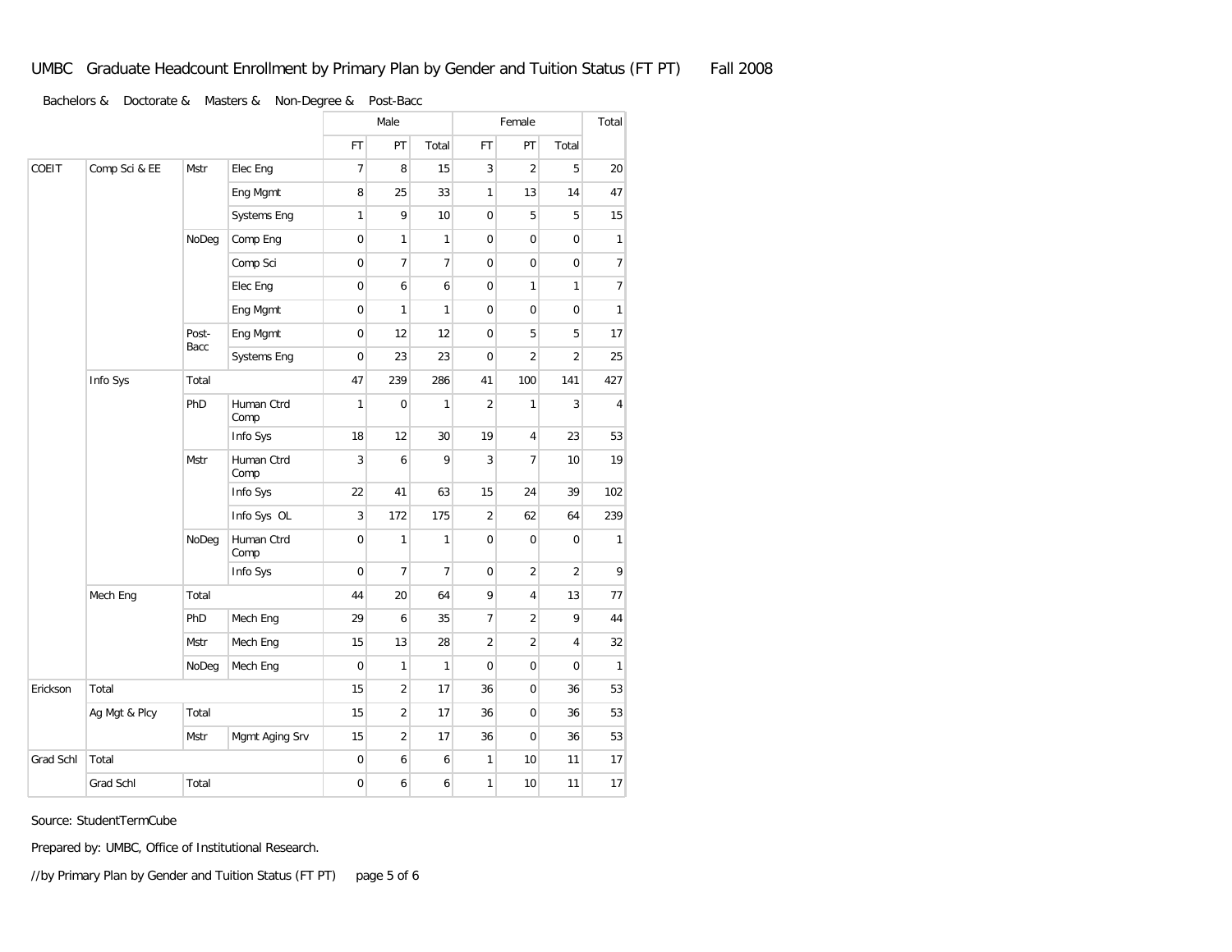# UMBC Graduate Headcount Enrollment by Primary Plan by Gender and Tuition Status (FT PT) Fall 2008

Bachelors & Doctorate & Masters & Non-Degree & Post-Bacc

| | | | | Male | | | Female | | | Total |
|---|---|---|---|---|---|---|---|---|---|---|
| | | | | FT | PT | Total | FT | PT | Total | |
| COEIT | Comp Sci & EE | Mstr | Elec Eng | 7 | 8 | 15 | 3 | 2 | 5 | 20 |
| | | | Eng Mgmt | 8 | 25 | 33 | 1 | 13 | 14 | 47 |
| | | | Systems Eng | 1 | 9 | 10 | 0 | 5 | 5 | 15 |
| | | NoDeg | Comp Eng | 0 | 1 | 1 | 0 | 0 | 0 | 1 |
| | | | Comp Sci | 0 | 7 | 7 | 0 | 0 | 0 | 7 |
| | | | Elec Eng | 0 | 6 | 6 | 0 | 1 | 1 | 7 |
| | | | Eng Mgmt | 0 | 1 | 1 | 0 | 0 | 0 | 1 |
| | | Post-Bacc | Eng Mgmt | 0 | 12 | 12 | 0 | 5 | 5 | 17 |
| | | | Systems Eng | 0 | 23 | 23 | 0 | 2 | 2 | 25 |
| | Info Sys | Total | | 47 | 239 | 286 | 41 | 100 | 141 | 427 |
| | | PhD | Human Ctrd Comp | 1 | 0 | 1 | 2 | 1 | 3 | 4 |
| | | | Info Sys | 18 | 12 | 30 | 19 | 4 | 23 | 53 |
| | | Mstr | Human Ctrd Comp | 3 | 6 | 9 | 3 | 7 | 10 | 19 |
| | | | Info Sys | 22 | 41 | 63 | 15 | 24 | 39 | 102 |
| | | | Info Sys OL | 3 | 172 | 175 | 2 | 62 | 64 | 239 |
| | | NoDeg | Human Ctrd Comp | 0 | 1 | 1 | 0 | 0 | 0 | 1 |
| | | | Info Sys | 0 | 7 | 7 | 0 | 2 | 2 | 9 |
| | Mech Eng | Total | | 44 | 20 | 64 | 9 | 4 | 13 | 77 |
| | | PhD | Mech Eng | 29 | 6 | 35 | 7 | 2 | 9 | 44 |
| | | Mstr | Mech Eng | 15 | 13 | 28 | 2 | 2 | 4 | 32 |
| | | NoDeg | Mech Eng | 0 | 1 | 1 | 0 | 0 | 0 | 1 |
| Erickson | Total | | | 15 | 2 | 17 | 36 | 0 | 36 | 53 |
| | Ag Mgt & Plcy | Total | | 15 | 2 | 17 | 36 | 0 | 36 | 53 |
| | | Mstr | Mgmt Aging Srv | 15 | 2 | 17 | 36 | 0 | 36 | 53 |
| Grad Schl | Total | | | 0 | 6 | 6 | 1 | 10 | 11 | 17 |
| | Grad Schl | Total | | 0 | 6 | 6 | 1 | 10 | 11 | 17 |

Source: StudentTermCube

Prepared by: UMBC, Office of Institutional Research.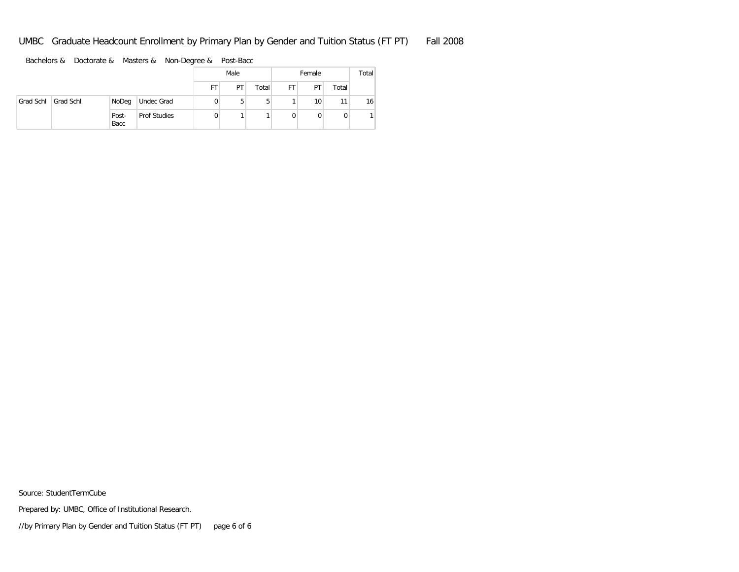# UMBC Graduate Headcount Enrollment by Primary Plan by Gender and Tuition Status (FT PT) Fall 2008

Bachelors & Doctorate & Masters & Non-Degree & Post-Bacc

| | | | | Male | | | Female | | | Total |
|---|---|---|---|---|---|---|---|---|---|---|
| | | | | FT | PT | Total | FT | PT | Total | |
| Grad Schl | Grad Schl | NoDeg | Undec Grad | 0 | 5 | 5 | 1 | 10 | 11 | 16 |
| | | Post-Bacc | Prof Studies | 0 | 1 | 1 | 0 | 0 | 0 | 1 |

Source: StudentTermCube

Prepared by: UMBC, Office of Institutional Research.

//by Primary Plan by Gender and Tuition Status (FT PT)